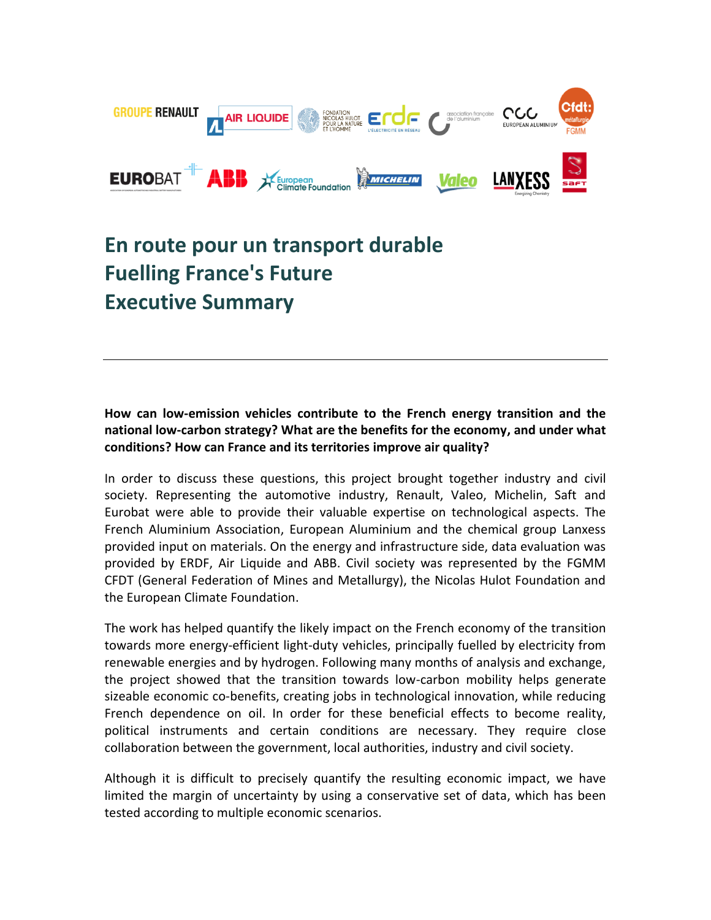# En route pour un transport durable
# Fuelling France's Future
# Executive Summary

---

**How can low-emission vehicles contribute to the French energy transition and the national low-carbon strategy? What are the benefits for the economy, and under what conditions? How can France and its territories improve air quality?**

In order to discuss these questions, this project brought together industry and civil society. Representing the automotive industry, Renault, Valeo, Michelin, Saft and Eurobat were able to provide their valuable expertise on technological aspects. The French Aluminium Association, European Aluminium and the chemical group Lanxess provided input on materials. On the energy and infrastructure side, data evaluation was provided by ERDF, Air Liquide and ABB. Civil society was represented by the FGMM CFDT (General Federation of Mines and Metallurgy), the Nicolas Hulot Foundation and the European Climate Foundation.

The work has helped quantify the likely impact on the French economy of the transition towards more energy-efficient light-duty vehicles, principally fuelled by electricity from renewable energies and by hydrogen. Following many months of analysis and exchange, the project showed that the transition towards low-carbon mobility helps generate sizeable economic co-benefits, creating jobs in technological innovation, while reducing French dependence on oil. In order for these beneficial effects to become reality, political instruments and certain conditions are necessary. They require close collaboration between the government, local authorities, industry and civil society.

Although it is difficult to precisely quantify the resulting economic impact, we have limited the margin of uncertainty by using a conservative set of data, which has been tested according to multiple economic scenarios.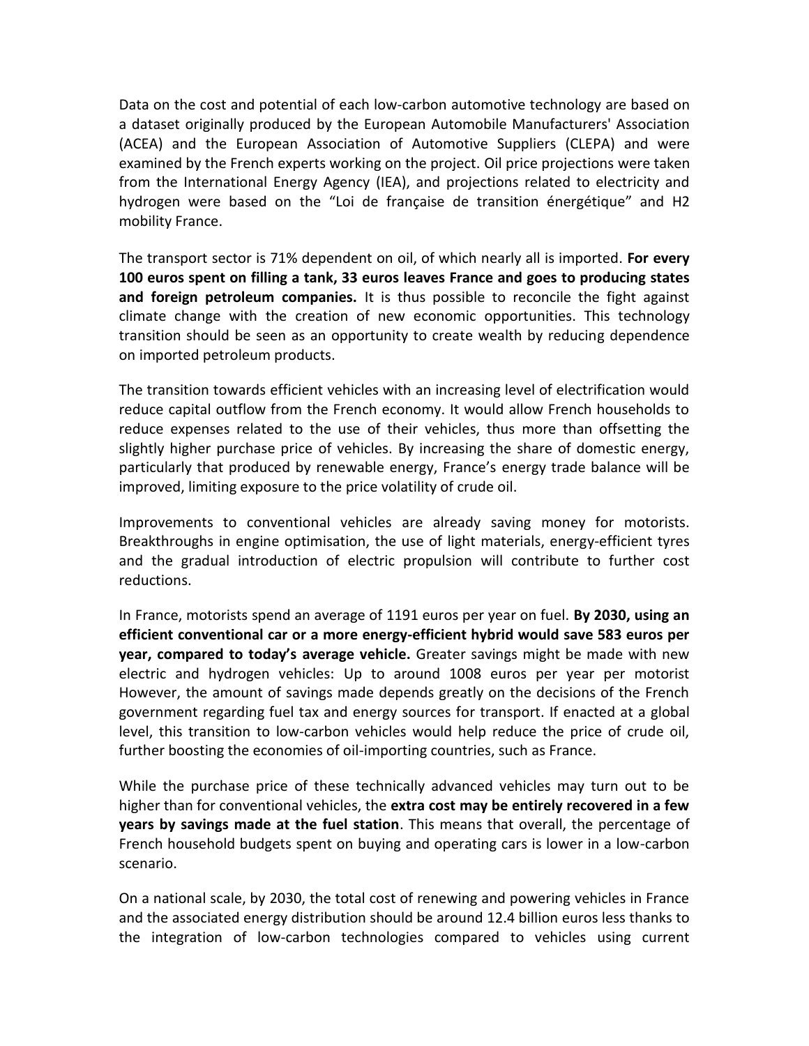Data on the cost and potential of each low-carbon automotive technology are based on a dataset originally produced by the European Automobile Manufacturers' Association (ACEA) and the European Association of Automotive Suppliers (CLEPA) and were examined by the French experts working on the project. Oil price projections were taken from the International Energy Agency (IEA), and projections related to electricity and hydrogen were based on the "Loi de française de transition énergétique" and H2 mobility France.

The transport sector is 71% dependent on oil, of which nearly all is imported. **For every 100 euros spent on filling a tank, 33 euros leaves France and goes to producing states and foreign petroleum companies.** It is thus possible to reconcile the fight against climate change with the creation of new economic opportunities. This technology transition should be seen as an opportunity to create wealth by reducing dependence on imported petroleum products.

The transition towards efficient vehicles with an increasing level of electrification would reduce capital outflow from the French economy. It would allow French households to reduce expenses related to the use of their vehicles, thus more than offsetting the slightly higher purchase price of vehicles. By increasing the share of domestic energy, particularly that produced by renewable energy, France's energy trade balance will be improved, limiting exposure to the price volatility of crude oil.

Improvements to conventional vehicles are already saving money for motorists. Breakthroughs in engine optimisation, the use of light materials, energy-efficient tyres and the gradual introduction of electric propulsion will contribute to further cost reductions.

In France, motorists spend an average of 1191 euros per year on fuel. **By 2030, using an efficient conventional car or a more energy-efficient hybrid would save 583 euros per year, compared to today's average vehicle.** Greater savings might be made with new electric and hydrogen vehicles: Up to around 1008 euros per year per motorist However, the amount of savings made depends greatly on the decisions of the French government regarding fuel tax and energy sources for transport. If enacted at a global level, this transition to low-carbon vehicles would help reduce the price of crude oil, further boosting the economies of oil-importing countries, such as France.

While the purchase price of these technically advanced vehicles may turn out to be higher than for conventional vehicles, the **extra cost may be entirely recovered in a few years by savings made at the fuel station**. This means that overall, the percentage of French household budgets spent on buying and operating cars is lower in a low-carbon scenario.

On a national scale, by 2030, the total cost of renewing and powering vehicles in France and the associated energy distribution should be around 12.4 billion euros less thanks to the integration of low-carbon technologies compared to vehicles using current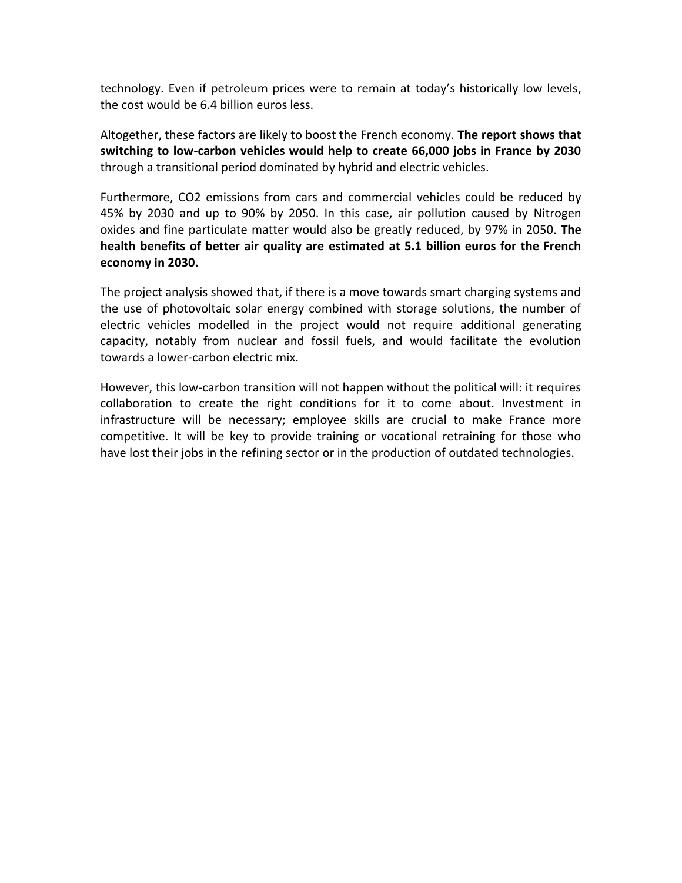technology. Even if petroleum prices were to remain at today's historically low levels, the cost would be 6.4 billion euros less.

Altogether, these factors are likely to boost the French economy. **The report shows that switching to low-carbon vehicles would help to create 66,000 jobs in France by 2030** through a transitional period dominated by hybrid and electric vehicles.

Furthermore, $CO_2$ emissions from cars and commercial vehicles could be reduced by 45% by 2030 and up to 90% by 2050. In this case, air pollution caused by Nitrogen oxides and fine particulate matter would also be greatly reduced, by 97% in 2050. **The health benefits of better air quality are estimated at 5.1 billion euros for the French economy in 2030.**

The project analysis showed that, if there is a move towards smart charging systems and the use of photovoltaic solar energy combined with storage solutions, the number of electric vehicles modelled in the project would not require additional generating capacity, notably from nuclear and fossil fuels, and would facilitate the evolution towards a lower-carbon electric mix.

However, this low-carbon transition will not happen without the political will: it requires collaboration to create the right conditions for it to come about. Investment in infrastructure will be necessary; employee skills are crucial to make France more competitive. It will be key to provide training or vocational retraining for those who have lost their jobs in the refining sector or in the production of outdated technologies.